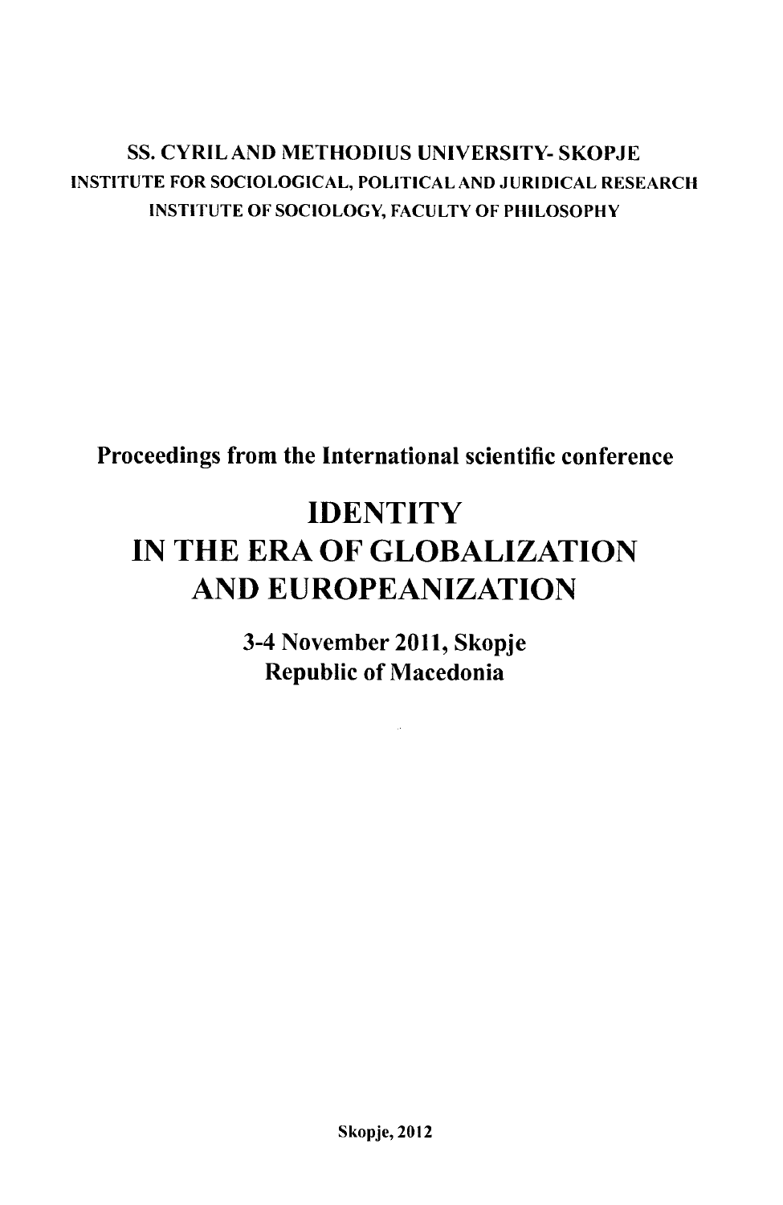SS. CYRIL AND METHODIUS UNIVERSITY- SKOPJE

INSTITUTE FOR SOCIOLOGICAL, POLITICAL AND JURIDICAL RESEARCH

INSTITUTE OF SOCIOLOGY, FACULTY OF PHILOSOPHY

**Proceedings from the International scientific conference**

# IDENTITY IN THE ERA OF GLOBALIZATION AND EUROPEANIZATION

**3-4 November 2011, Skopje**
**Republic of Macedonia**

Skopje, 2012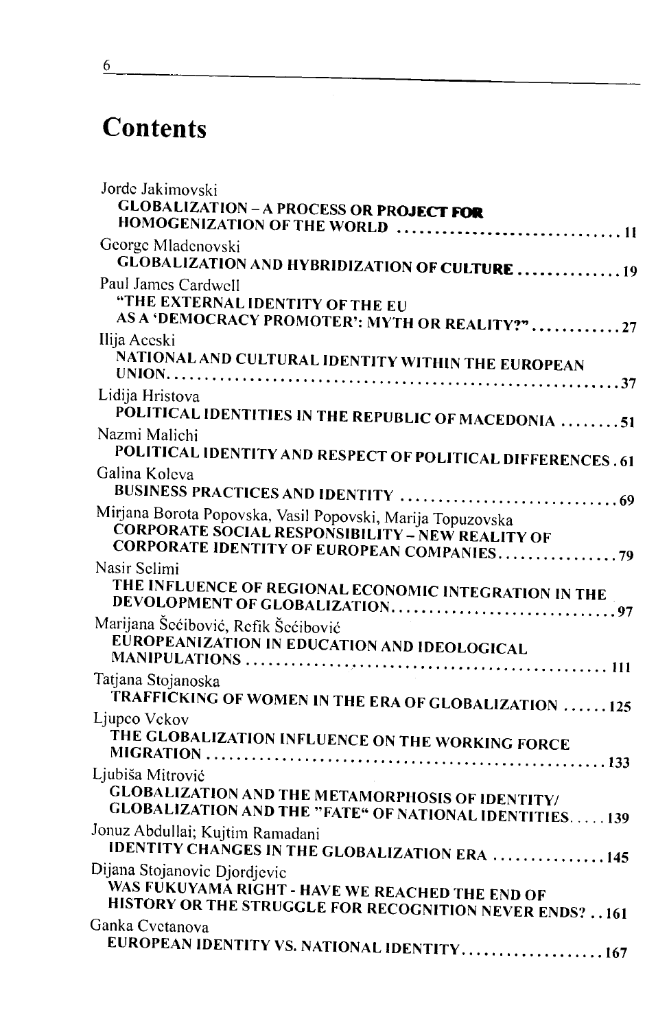# Contents

Jorde Jakimovski
**GLOBALIZATION – A PROCESS OR PROJECT FOR HOMOGENIZATION OF THE WORLD** ............................... 11

George Mladenovski
**GLOBALIZATION AND HYBRIDIZATION OF CULTURE** .............. 19

Paul James Cardwell
**"THE EXTERNAL IDENTITY OF THE EU AS A 'DEMOCRACY PROMOTER': MYTH OR REALITY?"** ............ 27

Ilija Aceski
**NATIONAL AND CULTURAL IDENTITY WITHIN THE EUROPEAN UNION** ............................................................ 37

Lidija Hristova
**POLITICAL IDENTITIES IN THE REPUBLIC OF MACEDONIA** ........ 51

Nazmi Malichi
**POLITICAL IDENTITY AND RESPECT OF POLITICAL DIFFERENCES** . 61

Galina Koleva
**BUSINESS PRACTICES AND IDENTITY** .............................. 69

Mirjana Borota Popovska, Vasil Popovski, Marija Topuzovska
**CORPORATE SOCIAL RESPONSIBILITY – NEW REALITY OF CORPORATE IDENTITY OF EUROPEAN COMPANIES** ................ 79

Nasir Selimi
**THE INFLUENCE OF REGIONAL ECONOMIC INTEGRATION IN THE DEVOLOPMENT OF GLOBALIZATION** .............................. 97

Marijana Šććibović, Refik Šććibović
**EUROPEANIZATION IN EDUCATION AND IDEOLOGICAL MANIPULATIONS** ................................................. 111

Tatjana Stojanoska
**TRAFFICKING OF WOMEN IN THE ERA OF GLOBALIZATION** ...... 125

Ljupco Vekov
**THE GLOBALIZATION INFLUENCE ON THE WORKING FORCE MIGRATION** ..................................................... 133

Ljubiša Mitrović
**GLOBALIZATION AND THE METAMORPHOSIS OF IDENTITY/ GLOBALIZATION AND THE "FATE" OF NATIONAL IDENTITIES** ..... 139

Jonuz Abdullai; Kujtim Ramadani
**IDENTITY CHANGES IN THE GLOBALIZATION ERA** ............... 145

Dijana Stojanovic Djordjevic
**WAS FUKUYAMA RIGHT - HAVE WE REACHED THE END OF HISTORY OR THE STRUGGLE FOR RECOGNITION NEVER ENDS?** .. 161

Ganka Cvetanova
**EUROPEAN IDENTITY VS. NATIONAL IDENTITY** ................... 167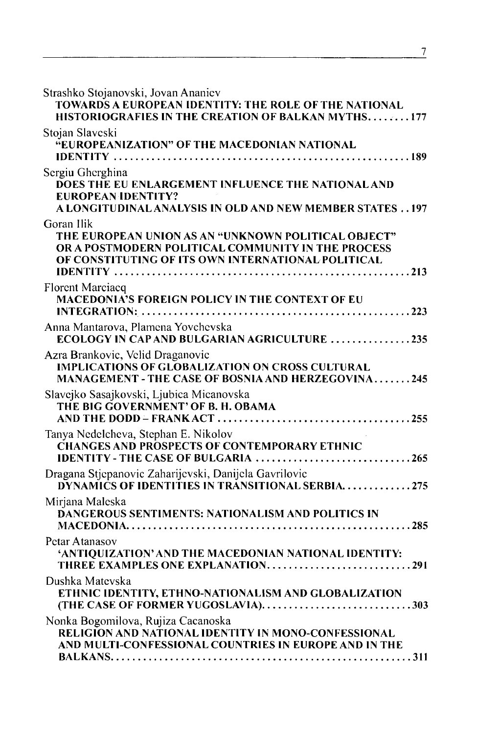Strashko Stojanovski, Jovan Ananiev
**TOWARDS A EUROPEAN IDENTITY: THE ROLE OF THE NATIONAL HISTORIOGRAFIES IN THE CREATION OF BALKAN MYTHS........177**

Stojan Slaveski
**"EUROPEANIZATION" OF THE MACEDONIAN NATIONAL IDENTITY ........................................................189**

Sergiu Gherghina
**DOES THE EU ENLARGEMENT INFLUENCE THE NATIONAL AND EUROPEAN IDENTITY?**
**A LONGITUDINAL ANALYSIS IN OLD AND NEW MEMBER STATES ..197**

Goran Ilik
**THE EUROPEAN UNION AS AN "UNKNOWN POLITICAL OBJECT" OR A POSTMODERN POLITICAL COMMUNITY IN THE PROCESS OF CONSTITUTING OF ITS OWN INTERNATIONAL POLITICAL IDENTITY ........................................................213**

Florent Marciacq
**MACEDONIA'S FOREIGN POLICY IN THE CONTEXT OF EU INTEGRATION: ..................................................223**

Anna Mantarova, Plamena Yovchevska
**ECOLOGY IN CAP AND BULGARIAN AGRICULTURE ...............235**

Azra Brankovic, Velid Draganovic
**IMPLICATIONS OF GLOBALIZATION ON CROSS CULTURAL MANAGEMENT - THE CASE OF BOSNIA AND HERZEGOVINA.......245**

Slavejko Sasajkovski, Ljubica Micanovska
**THE BIG GOVERNMENT' OF B. H. OBAMA AND THE DODD – FRANK ACT ....................................255**

Tanya Nedelcheva, Stephan E. Nikolov
**CHANGES AND PROSPECTS OF CONTEMPORARY ETHNIC IDENTITY - THE CASE OF BULGARIA ..............................265**

Dragana Stjepanovic Zaharijevski, Danijela Gavrilovic
**DYNAMICS OF IDENTITIES IN TRANSITIONAL SERBIA.............275**

Mirjana Maleska
**DANGEROUS SENTIMENTS: NATIONALISM AND POLITICS IN MACEDONIA......................................................285**

Petar Atanasov
**'ANTIQUIZATION' AND THE MACEDONIAN NATIONAL IDENTITY: THREE EXAMPLES ONE EXPLANATION...........................291**

Dushka Matevska
**ETHNIC IDENTITY, ETHNO-NATIONALISM AND GLOBALIZATION (THE CASE OF FORMER YUGOSLAVIA).............................303**

Nonka Bogomilova, Rujiza Cacanoska
**RELIGION AND NATIONAL IDENTITY IN MONO-CONFESSIONAL AND MULTI-CONFESSIONAL COUNTRIES IN EUROPE AND IN THE BALKANS.........................................................311**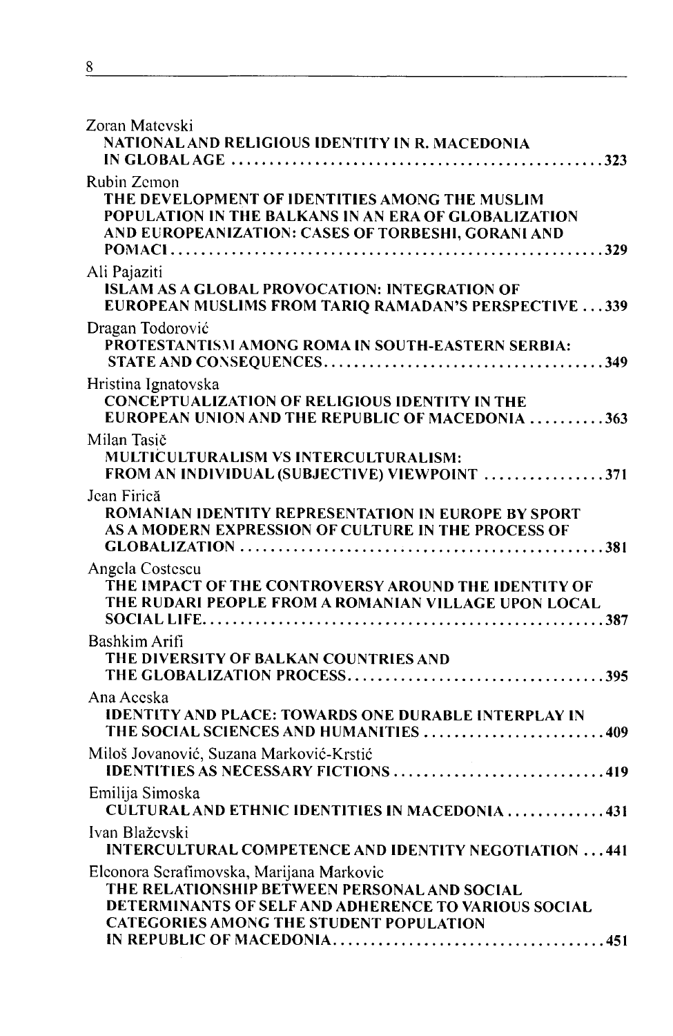Zoran Matevski
**NATIONAL AND RELIGIOUS IDENTITY IN R. MACEDONIA IN GLOBAL AGE** ........ **323**

Rubin Zemon
**THE DEVELOPMENT OF IDENTITIES AMONG THE MUSLIM POPULATION IN THE BALKANS IN AN ERA OF GLOBALIZATION AND EUROPEANIZATION: CASES OF TORBESHI, GORANI AND POMACI** ........ **329**

Ali Pajaziti
**ISLAM AS A GLOBAL PROVOCATION: INTEGRATION OF EUROPEAN MUSLIMS FROM TARIQ RAMADAN'S PERSPECTIVE** ... **339**

Dragan Todorović
**PROTESTANTISM AMONG ROMA IN SOUTH-EASTERN SERBIA: STATE AND CONSEQUENCES** ........ **349**

Hristina Ignatovska
**CONCEPTUALIZATION OF RELIGIOUS IDENTITY IN THE EUROPEAN UNION AND THE REPUBLIC OF MACEDONIA** ........ **363**

Milan Tasič
**MULTICULTURALISM VS INTERCULTURALISM: FROM AN INDIVIDUAL (SUBJECTIVE) VIEWPOINT** ........ **371**

Jean Firică
**ROMANIAN IDENTITY REPRESENTATION IN EUROPE BY SPORT AS A MODERN EXPRESSION OF CULTURE IN THE PROCESS OF GLOBALIZATION** ........ **381**

Angela Costescu
**THE IMPACT OF THE CONTROVERSY AROUND THE IDENTITY OF THE RUDARI PEOPLE FROM A ROMANIAN VILLAGE UPON LOCAL SOCIAL LIFE** ........ **387**

Bashkim Arifi
**THE DIVERSITY OF BALKAN COUNTRIES AND THE GLOBALIZATION PROCESS** ........ **395**

Ana Aceska
**IDENTITY AND PLACE: TOWARDS ONE DURABLE INTERPLAY IN THE SOCIAL SCIENCES AND HUMANITIES** ........ **409**

Miloš Jovanović, Suzana Marković-Krstić
**IDENTITIES AS NECESSARY FICTIONS** ........ **419**

Emilija Simoska
**CULTURAL AND ETHNIC IDENTITIES IN MACEDONIA** ........ **431**

Ivan Blaževski
**INTERCULTURAL COMPETENCE AND IDENTITY NEGOTIATION** ... **441**

Eleonora Serafimovska, Marijana Markovic
**THE RELATIONSHIP BETWEEN PERSONAL AND SOCIAL DETERMINANTS OF SELF AND ADHERENCE TO VARIOUS SOCIAL CATEGORIES AMONG THE STUDENT POPULATION IN REPUBLIC OF MACEDONIA** ........ **451**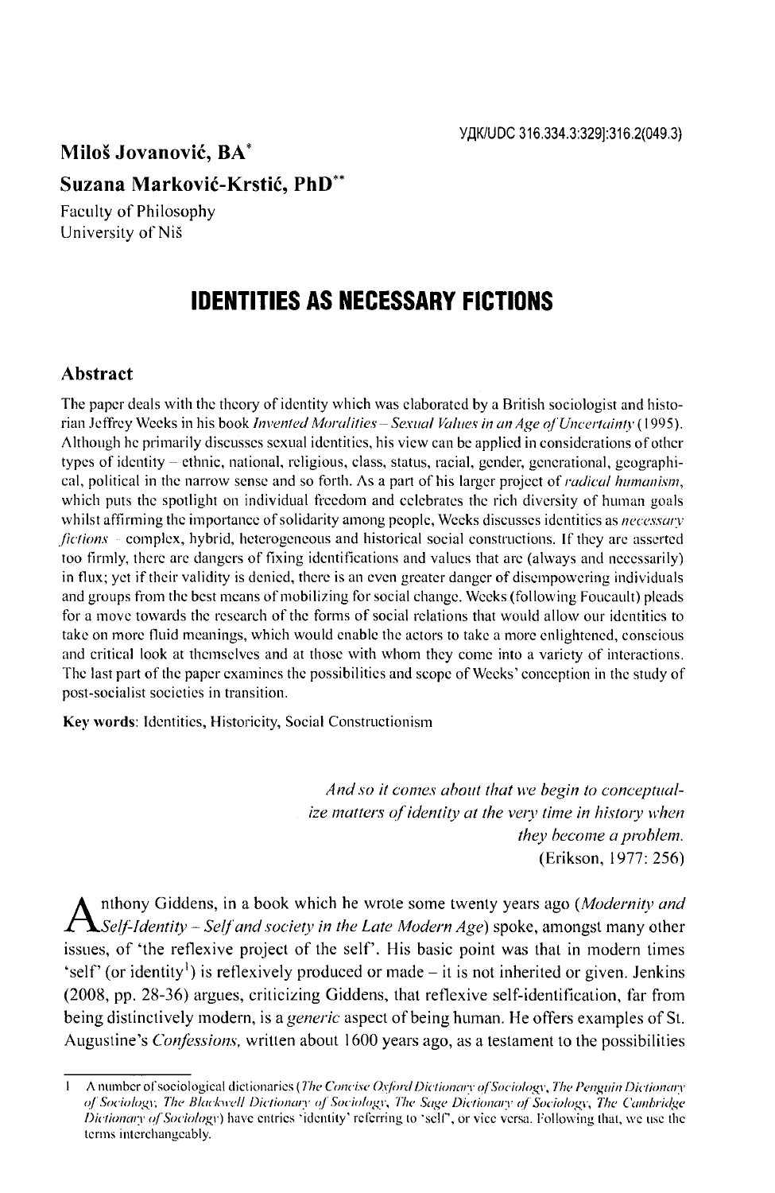УДК/UDC 316.334.3:329]:316.2(049.3)

**Miloš Jovanović, BA***

**Suzana Marković-Krstić, PhD****

Faculty of Philosophy
University of Niš

# IDENTITIES AS NECESSARY FICTIONS

## Abstract

The paper deals with the theory of identity which was elaborated by a British sociologist and historian Jeffrey Weeks in his book *Invented Moralities – Sexual Values in an Age of Uncertainty* (1995). Although he primarily discusses sexual identities, his view can be applied in considerations of other types of identity – ethnic, national, religious, class, status, racial, gender, generational, geographical, political in the narrow sense and so forth. As a part of his larger project of *radical humanism*, which puts the spotlight on individual freedom and celebrates the rich diversity of human goals whilst affirming the importance of solidarity among people, Weeks discusses identities as *necessary fictions* – complex, hybrid, heterogeneous and historical social constructions. If they are asserted too firmly, there are dangers of fixing identifications and values that are (always and necessarily) in flux; yet if their validity is denied, there is an even greater danger of disempowering individuals and groups from the best means of mobilizing for social change. Weeks (following Foucault) pleads for a move towards the research of the forms of social relations that would allow our identities to take on more fluid meanings, which would enable the actors to take a more enlightened, conscious and critical look at themselves and at those with whom they come into a variety of interactions. The last part of the paper examines the possibilities and scope of Weeks' conception in the study of post-socialist societies in transition.

**Key words**: Identities, Historicity, Social Constructionism

> *And so it comes about that we begin to conceptualize matters of identity at the very time in history when they become a problem.*
> (Erikson, 1977: 256)

Anthony Giddens, in a book which he wrote some twenty years ago (*Modernity and Self-Identity – Self and society in the Late Modern Age*) spoke, amongst many other issues, of 'the reflexive project of the self'. His basic point was that in modern times 'self' (or identity[1]) is reflexively produced or made – it is not inherited or given. Jenkins (2008, pp. 28-36) argues, criticizing Giddens, that reflexive self-identification, far from being distinctively modern, is a *generic* aspect of being human. He offers examples of St. Augustine's *Confessions*, written about 1600 years ago, as a testament to the possibilities

---

1 A number of sociological dictionaries (*The Concise Oxford Dictionary of Sociology*, *The Penguin Dictionary of Sociology*, *The Blackwell Dictionary of Sociology*, *The Sage Dictionary of Sociology*, *The Cambridge Dictionary of Sociology*) have entries 'identity' referring to 'self', or vice versa. Following that, we use the terms interchangeably.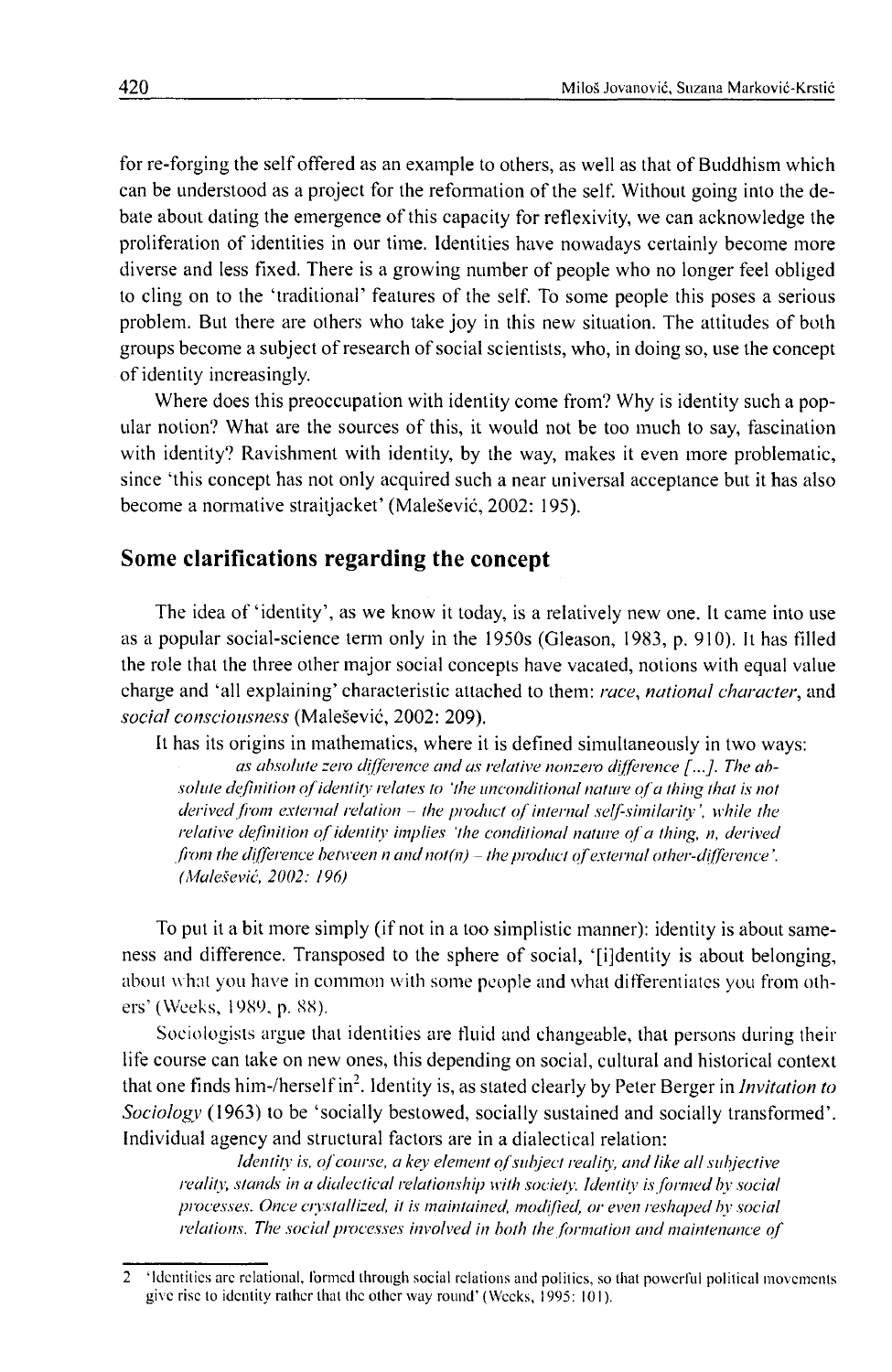for re-forging the self offered as an example to others, as well as that of Buddhism which can be understood as a project for the reformation of the self. Without going into the debate about dating the emergence of this capacity for reflexivity, we can acknowledge the proliferation of identities in our time. Identities have nowadays certainly become more diverse and less fixed. There is a growing number of people who no longer feel obliged to cling on to the 'traditional' features of the self. To some people this poses a serious problem. But there are others who take joy in this new situation. The attitudes of both groups become a subject of research of social scientists, who, in doing so, use the concept of identity increasingly.

Where does this preoccupation with identity come from? Why is identity such a popular notion? What are the sources of this, it would not be too much to say, fascination with identity? Ravishment with identity, by the way, makes it even more problematic, since 'this concept has not only acquired such a near universal acceptance but it has also become a normative straitjacket' (Malešević, 2002: 195).

## Some clarifications regarding the concept

The idea of 'identity', as we know it today, is a relatively new one. It came into use as a popular social-science term only in the 1950s (Gleason, 1983, p. 910). It has filled the role that the three other major social concepts have vacated, notions with equal value charge and 'all explaining' characteristic attached to them: *race*, *national character*, and *social consciousness* (Malešević, 2002: 209).

It has its origins in mathematics, where it is defined simultaneously in two ways:

> *as absolute zero difference and as relative nonzero difference [...]. The absolute definition of identity relates to 'the unconditional nature of a thing that is not derived from external relation – the product of internal self-similarity', while the relative definition of identity implies 'the conditional nature of a thing, n, derived from the difference between n and not(n) – the product of external other-difference'. (Malešević, 2002: 196)*

To put it a bit more simply (if not in a too simplistic manner): identity is about sameness and difference. Transposed to the sphere of social, '[i]dentity is about belonging, about what you have in common with some people and what differentiates you from others' (Weeks, 1989, p. 88).

Sociologists argue that identities are fluid and changeable, that persons during their life course can take on new ones, this depending on social, cultural and historical context that one finds him-/herself in[2]. Identity is, as stated clearly by Peter Berger in *Invitation to Sociology* (1963) to be 'socially bestowed, socially sustained and socially transformed'. Individual agency and structural factors are in a dialectical relation:

> *Identity is, of course, a key element of subject reality, and like all subjective reality, stands in a dialectical relationship with society. Identity is formed by social processes. Once crystallized, it is maintained, modified, or even reshaped by social relations. The social processes involved in both the formation and maintenance of*

---

2 'Identities are relational, formed through social relations and politics, so that powerful political movements give rise to identity rather that the other way round' (Weeks, 1995: 101).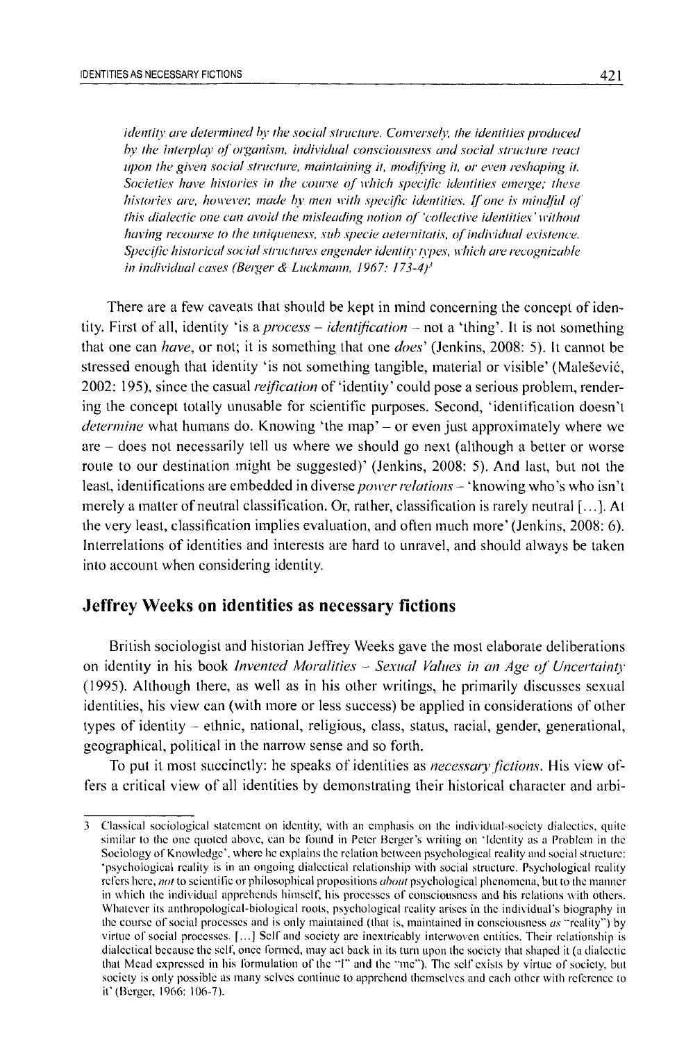*identity are determined by the social structure. Conversely, the identities produced by the interplay of organism, individual consciousness and social structure react upon the given social structure, maintaining it, modifying it, or even reshaping it. Societies have histories in the course of which specific identities emerge; these histories are, however, made by men with specific identities. If one is mindful of this dialectic one can avoid the misleading notion of 'collective identities' without having recourse to the uniqueness, sub specie aeternitatis, of individual existence. Specific historical social structures engender identity types, which are recognizable in individual cases (Berger & Luckmann, 1967: 173-4)*[3]

There are a few caveats that should be kept in mind concerning the concept of identity. First of all, identity 'is a *process – identification* – not a 'thing'. It is not something that one can *have*, or not; it is something that one *does*' (Jenkins, 2008: 5). It cannot be stressed enough that identity 'is not something tangible, material or visible' (Malešević, 2002: 195), since the casual *reification* of 'identity' could pose a serious problem, rendering the concept totally unusable for scientific purposes. Second, 'identification doesn't *determine* what humans do. Knowing 'the map' – or even just approximately where we are – does not necessarily tell us where we should go next (although a better or worse route to our destination might be suggested)' (Jenkins, 2008: 5). And last, but not the least, identifications are embedded in diverse *power relations* – 'knowing who's who isn't merely a matter of neutral classification. Or, rather, classification is rarely neutral [...]. At the very least, classification implies evaluation, and often much more' (Jenkins, 2008: 6). Interrelations of identities and interests are hard to unravel, and should always be taken into account when considering identity.

## Jeffrey Weeks on identities as necessary fictions

British sociologist and historian Jeffrey Weeks gave the most elaborate deliberations on identity in his book *Invented Moralities – Sexual Values in an Age of Uncertainty* (1995). Although there, as well as in his other writings, he primarily discusses sexual identities, his view can (with more or less success) be applied in considerations of other types of identity – ethnic, national, religious, class, status, racial, gender, generational, geographical, political in the narrow sense and so forth.

To put it most succinctly: he speaks of identities as *necessary fictions*. His view offers a critical view of all identities by demonstrating their historical character and arbi-

---

3 Classical sociological statement on identity, with an emphasis on the individual-society dialectics, quite similar to the one quoted above, can be found in Peter Berger's writing on 'Identity as a Problem in the Sociology of Knowledge', where he explains the relation between psychological reality and social structure: 'psychological reality is in an ongoing dialectical relationship with social structure. Psychological reality refers here, *not* to scientific or philosophical propositions *about* psychological phenomena, but to the manner in which the individual apprehends himself, his processes of consciousness and his relations with others. Whatever its anthropological-biological roots, psychological reality arises in the individual's biography in the course of social processes and is only maintained (that is, maintained in consciousness *as* "reality") by virtue of social processes. [...] Self and society are inextricably interwoven entities. Their relationship is dialectical because the self, once formed, may act back in its turn upon the society that shaped it (a dialectic that Mead expressed in his formulation of the "I" and the "me"). The self exists by virtue of society, but society is only possible as many selves continue to apprehend themselves and each other with reference to it' (Berger, 1966: 106-7).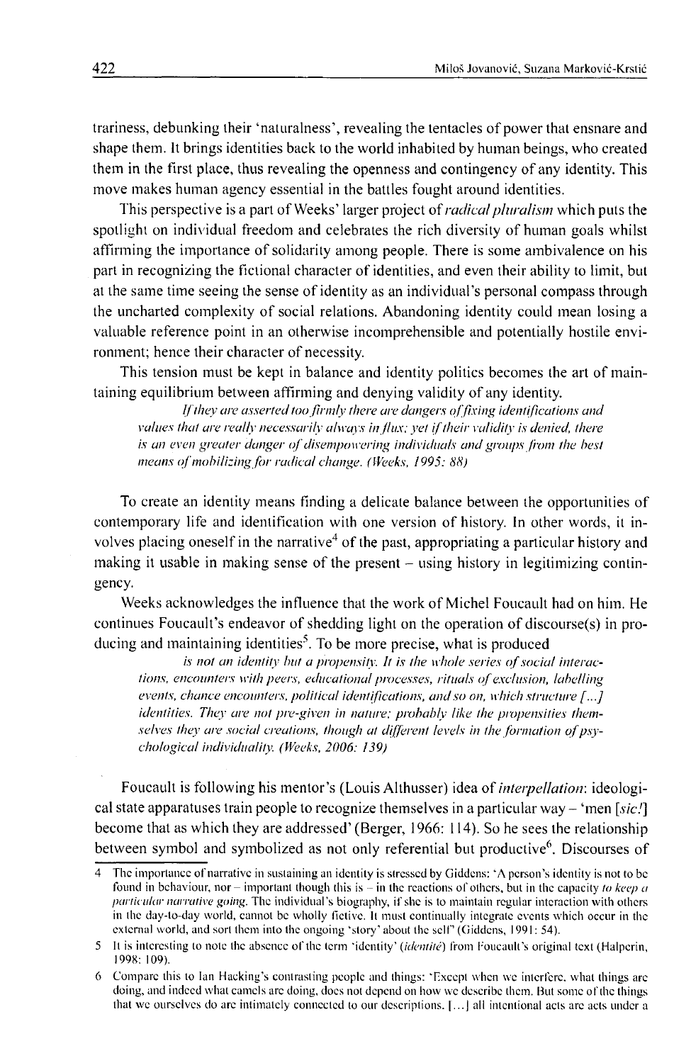trariness, debunking their 'naturalness', revealing the tentacles of power that ensnare and shape them. It brings identities back to the world inhabited by human beings, who created them in the first place, thus revealing the openness and contingency of any identity. This move makes human agency essential in the battles fought around identities.

This perspective is a part of Weeks' larger project of *radical pluralism* which puts the spotlight on individual freedom and celebrates the rich diversity of human goals whilst affirming the importance of solidarity among people. There is some ambivalence on his part in recognizing the fictional character of identities, and even their ability to limit, but at the same time seeing the sense of identity as an individual's personal compass through the uncharted complexity of social relations. Abandoning identity could mean losing a valuable reference point in an otherwise incomprehensible and potentially hostile environment; hence their character of necessity.

This tension must be kept in balance and identity politics becomes the art of maintaining equilibrium between affirming and denying validity of any identity.

> *If they are asserted too firmly there are dangers of fixing identifications and values that are really necessarily always in flux; yet if their validity is denied, there is an even greater danger of disempowering individuals and groups from the best means of mobilizing for radical change. (Weeks, 1995: 88)*

To create an identity means finding a delicate balance between the opportunities of contemporary life and identification with one version of history. In other words, it involves placing oneself in the narrative[4] of the past, appropriating a particular history and making it usable in making sense of the present – using history in legitimizing contingency.

Weeks acknowledges the influence that the work of Michel Foucault had on him. He continues Foucault's endeavor of shedding light on the operation of discourse(s) in producing and maintaining identities[5]. To be more precise, what is produced

> *is not an identity but a propensity. It is the whole series of social interactions, encounters with peers, educational processes, rituals of exclusion, labelling events, chance encounters, political identifications, and so on, which structure [...] identities. They are not pre-given in nature; probably like the propensities themselves they are social creations, though at different levels in the formation of psychological individuality. (Weeks, 2006: 139)*

Foucault is following his mentor's (Louis Althusser) idea of *interpellation*: ideological state apparatuses train people to recognize themselves in a particular way – 'men [*sic!*] become that as which they are addressed' (Berger, 1966: 114). So he sees the relationship between symbol and symbolized as not only referential but productive[6]. Discourses of

---

4 The importance of narrative in sustaining an identity is stressed by Giddens: 'A person's identity is not to be found in behaviour, nor – important though this is – in the reactions of others, but in the capacity *to keep a particular narrative going*. The individual's biography, if she is to maintain regular interaction with others in the day-to-day world, cannot be wholly fictive. It must continually integrate events which occur in the external world, and sort them into the ongoing 'story' about the self' (Giddens, 1991: 54).

5 It is interesting to note the absence of the term 'identity' (*identité*) from Foucault's original text (Halperin, 1998: 109).

6 Compare this to Ian Hacking's contrasting people and things: 'Except when we interfere, what things are doing, and indeed what camels are doing, does not depend on how we describe them. But some of the things that we ourselves do are intimately connected to our descriptions. [...] all intentional acts are acts under a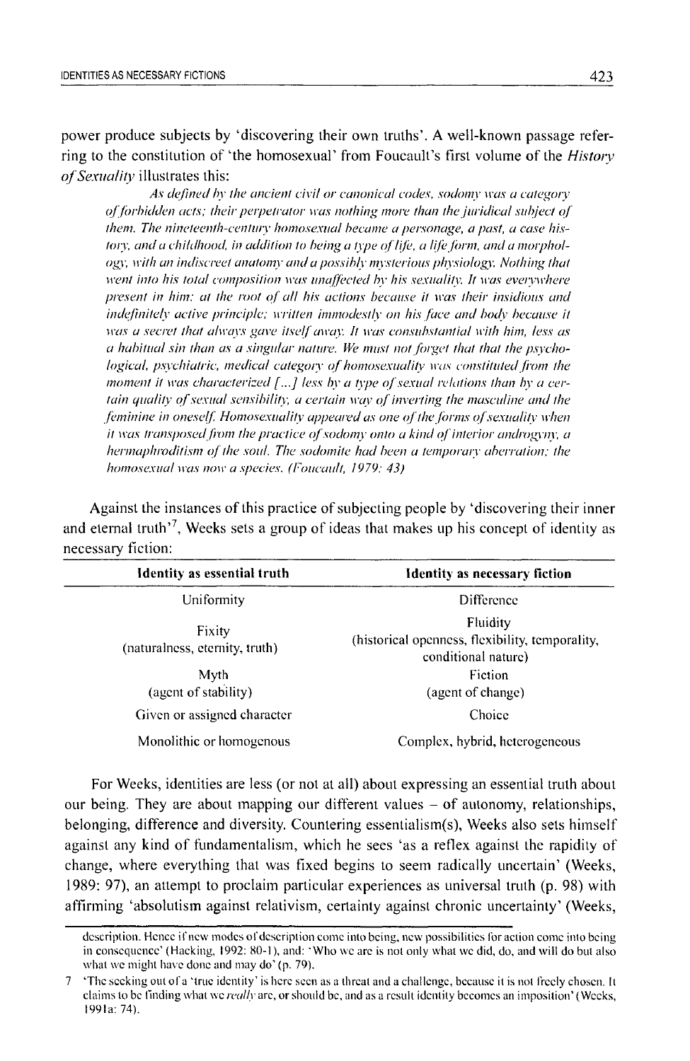power produce subjects by 'discovering their own truths'. A well-known passage referring to the constitution of 'the homosexual' from Foucault's first volume of the *History of Sexuality* illustrates this:

> *As defined by the ancient civil or canonical codes, sodomy was a category of forbidden acts; their perpetrator was nothing more than the juridical subject of them. The nineteenth-century homosexual became a personage, a past, a case history, and a childhood, in addition to being a type of life, a life form, and a morphology, with an indiscreet anatomy and a possibly mysterious physiology. Nothing that went into his total composition was unaffected by his sexuality. It was everywhere present in him: at the root of all his actions because it was their insidious and indefinitely active principle; written immodestly on his face and body because it was a secret that always gave itself away. It was consubstantial with him, less as a habitual sin than as a singular nature. We must not forget that that the psychological, psychiatric, medical category of homosexuality was constituted from the moment it was characterized [...] less by a type of sexual relations than by a certain quality of sexual sensibility, a certain way of inverting the masculine and the feminine in oneself. Homosexuality appeared as one of the forms of sexuality when it was transposed from the practice of sodomy onto a kind of interior androgyny, a hermaphroditism of the soul. The sodomite had been a temporary aberration; the homosexual was now a species. (Foucault, 1979: 43)*

Against the instances of this practice of subjecting people by 'discovering their inner and eternal truth'[7], Weeks sets a group of ideas that makes up his concept of identity as necessary fiction:

| Identity as essential truth | Identity as necessary fiction |
|---|---|
| Uniformity | Difference |
| Fixity (naturalness, eternity, truth) | Fluidity (historical openness, flexibility, temporality, conditional nature) |
| Myth (agent of stability) | Fiction (agent of change) |
| Given or assigned character | Choice |
| Monolithic or homogenous | Complex, hybrid, heterogeneous |

For Weeks, identities are less (or not at all) about expressing an essential truth about our being. They are about mapping our different values – of autonomy, relationships, belonging, difference and diversity. Countering essentialism(s), Weeks also sets himself against any kind of fundamentalism, which he sees 'as a reflex against the rapidity of change, where everything that was fixed begins to seem radically uncertain' (Weeks, 1989: 97), an attempt to proclaim particular experiences as universal truth (p. 98) with affirming 'absolutism against relativism, certainty against chronic uncertainty' (Weeks,

description. Hence if new modes of description come into being, new possibilities for action come into being in consequence' (Hacking, 1992: 80-1), and: 'Who we are is not only what we did, do, and will do but also what we might have done and may do' (p. 79).

7 'The seeking out of a 'true identity' is here seen as a threat and a challenge, because it is not freely chosen. It claims to be finding what we *really* are, or should be, and as a result identity becomes an imposition' (Weeks, 1991a: 74).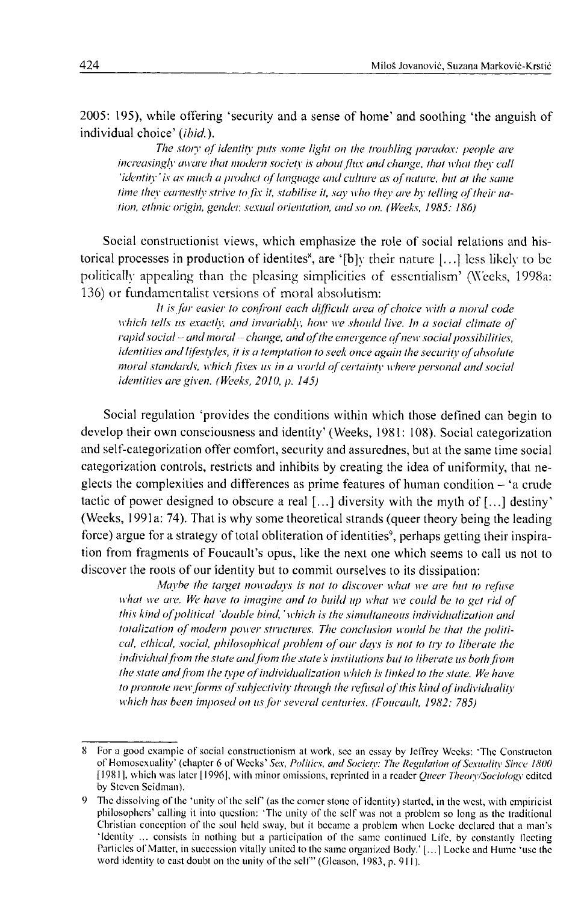2005: 195), while offering 'security and a sense of home' and soothing 'the anguish of individual choice' (*ibid.*).

> *The story of identity puts some light on the troubling paradox: people are increasingly aware that modern society is about flux and change, that what they call 'identity' is as much a product of language and culture as of nature, but at the same time they earnestly strive to fix it, stabilise it, say who they are by telling of their nation, ethnic origin, gender, sexual orientation, and so on. (Weeks, 1985: 186)*

Social constructionist views, which emphasize the role of social relations and historical processes in production of identites[8], are '[b]y their nature [...] less likely to be politically appealing than the pleasing simplicities of essentialism' (Weeks, 1998a: 136) or fundamentalist versions of moral absolutism:

> *It is far easier to confront each difficult area of choice with a moral code which tells us exactly, and invariably, how we should live. In a social climate of rapid social – and moral – change, and of the emergence of new social possibilities, identities and lifestyles, it is a temptation to seek once again the security of absolute moral standards, which fixes us in a world of certainty where personal and social identities are given. (Weeks, 2010, p. 145)*

Social regulation 'provides the conditions within which those defined can begin to develop their own consciousness and identity' (Weeks, 1981: 108). Social categorization and self-categorization offer comfort, security and assurednes, but at the same time social categorization controls, restricts and inhibits by creating the idea of uniformity, that neglects the complexities and differences as prime features of human condition – 'a crude tactic of power designed to obscure a real [...] diversity with the myth of [...] destiny' (Weeks, 1991a: 74). That is why some theoretical strands (queer theory being the leading force) argue for a strategy of total obliteration of identities[9], perhaps getting their inspiration from fragments of Foucault's opus, like the next one which seems to call us not to discover the roots of our identity but to commit ourselves to its dissipation:

> *Maybe the target nowadays is not to discover what we are but to refuse what we are. We have to imagine and to build up what we could be to get rid of this kind of political 'double bind,' which is the simultaneous individualization and totalization of modern power structures. The conclusion would be that the political, ethical, social, philosophical problem of our days is not to try to liberate the individual from the state and from the state's institutions but to liberate us both from the state and from the type of individualization which is linked to the state. We have to promote new forms of subjectivity through the refusal of this kind of individuality which has been imposed on us for several centuries. (Foucault, 1982: 785)*

---

8 For a good example of social constructionism at work, see an essay by Jeffrey Weeks: 'The Constructon of Homosexuality' (chapter 6 of Weeks' *Sex, Politics, and Society: The Regulation of Sexuality Since 1800* [1981], which was later [1996], with minor omissions, reprinted in a reader *Queer Theory/Sociology* edited by Steven Seidman).

9 The dissolving of the 'unity of the self' (as the corner stone of identity) started, in the west, with empiricist philosophers' calling it into question: 'The unity of the self was not a problem so long as the traditional Christian conception of the soul held sway, but it became a problem when Locke declared that a man's 'Identity ... consists in nothing but a participation of the same continued Life, by constantly fleeting Particles of Matter, in succession vitally united to the same organized Body.' [...] Locke and Hume 'use the word identity to cast doubt on the unity of the self'' (Gleason, 1983, p. 911).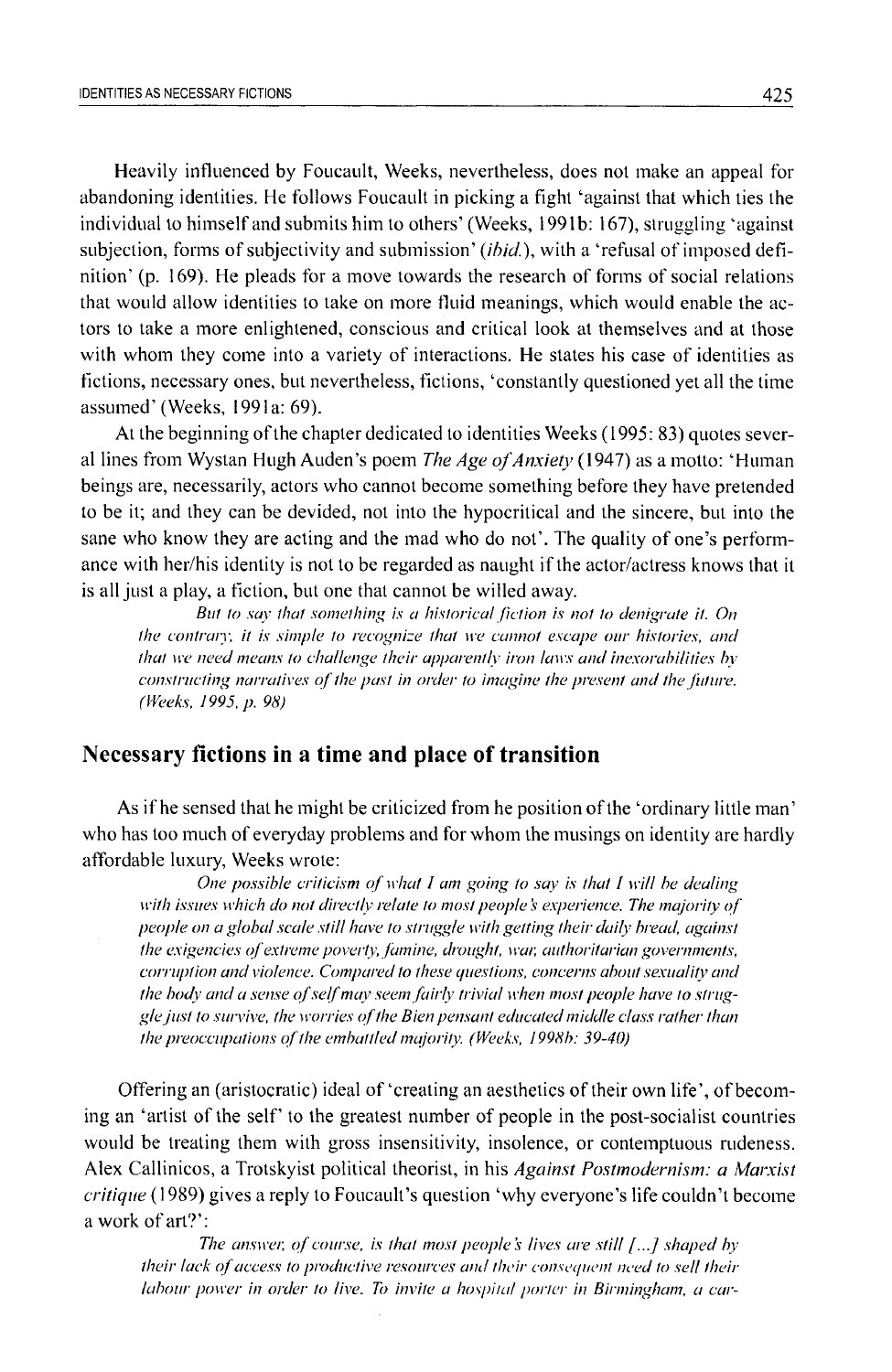Heavily influenced by Foucault, Weeks, nevertheless, does not make an appeal for abandoning identities. He follows Foucault in picking a fight 'against that which ties the individual to himself and submits him to others' (Weeks, 1991b: 167), struggling 'against subjection, forms of subjectivity and submission' (*ibid.*), with a 'refusal of imposed definition' (p. 169). He pleads for a move towards the research of forms of social relations that would allow identities to take on more fluid meanings, which would enable the actors to take a more enlightened, conscious and critical look at themselves and at those with whom they come into a variety of interactions. He states his case of identities as fictions, necessary ones, but nevertheless, fictions, 'constantly questioned yet all the time assumed' (Weeks, 1991a: 69).

At the beginning of the chapter dedicated to identities Weeks (1995: 83) quotes several lines from Wystan Hugh Auden's poem *The Age of Anxiety* (1947) as a motto: 'Human beings are, necessarily, actors who cannot become something before they have pretended to be it; and they can be devided, not into the hypocritical and the sincere, but into the sane who know they are acting and the mad who do not'. The quality of one's performance with her/his identity is not to be regarded as naught if the actor/actress knows that it is all just a play, a fiction, but one that cannot be willed away.

> *But to say that something is a historical fiction is not to denigrate it. On the contrary, it is simple to recognize that we cannot escape our histories, and that we need means to challenge their apparently iron laws and inexorabilities by constructing narratives of the past in order to imagine the present and the future. (Weeks, 1995, p. 98)*

## Necessary fictions in a time and place of transition

As if he sensed that he might be criticized from he position of the 'ordinary little man' who has too much of everyday problems and for whom the musings on identity are hardly affordable luxury, Weeks wrote:

> *One possible criticism of what I am going to say is that I will be dealing with issues which do not directly relate to most people's experience. The majority of people on a global scale still have to struggle with getting their daily bread, against the exigencies of extreme poverty, famine, drought, war, authoritarian governments, corruption and violence. Compared to these questions, concerns about sexuality and the body and a sense of self may seem fairly trivial when most people have to struggle just to survive, the worries of the Bien pensant educated middle class rather than the preoccupations of the embattled majority. (Weeks, 1998b: 39-40)*

Offering an (aristocratic) ideal of 'creating an aesthetics of their own life', of becoming an 'artist of the self' to the greatest number of people in the post-socialist countries would be treating them with gross insensitivity, insolence, or contemptuous rudeness. Alex Callinicos, a Trotskyist political theorist, in his *Against Postmodernism: a Marxist critique* (1989) gives a reply to Foucault's question 'why everyone's life couldn't become a work of art?':

> *The answer, of course, is that most people's lives are still [...] shaped by their lack of access to productive resources and their consequent need to sell their labour power in order to live. To invite a hospital porter in Birmingham, a car-*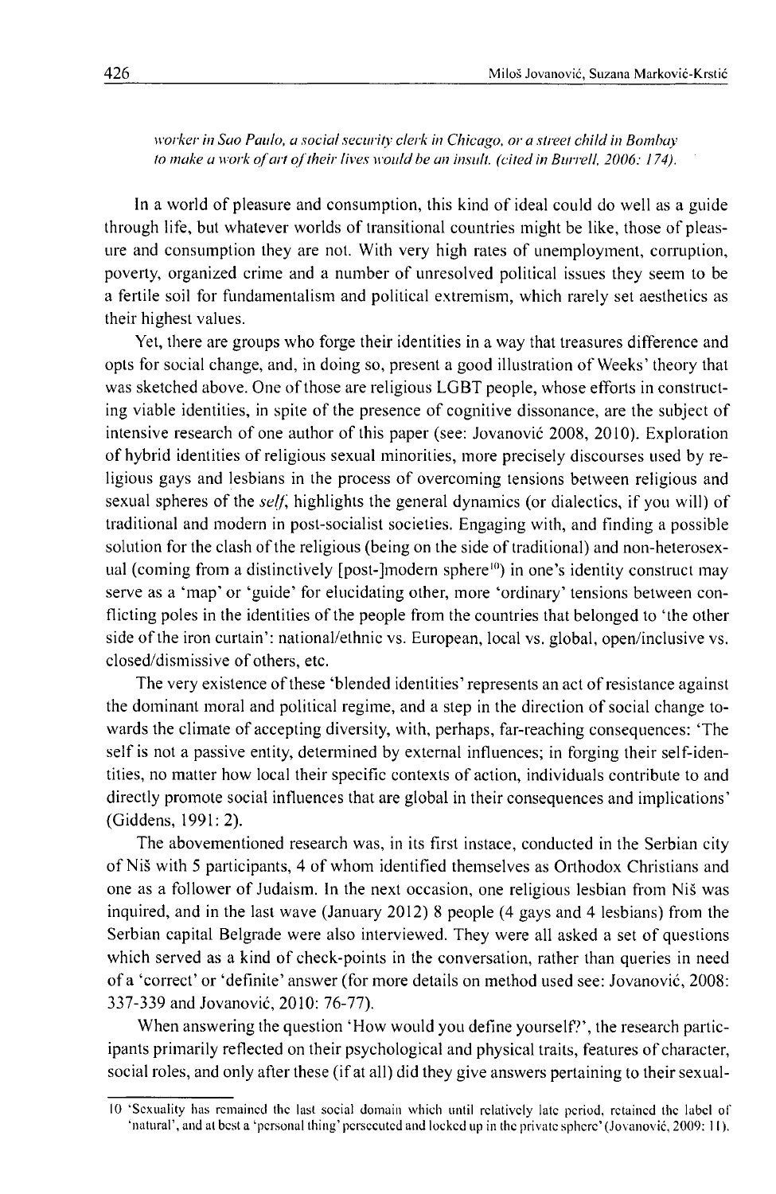*worker in Sao Paulo, a social security clerk in Chicago, or a street child in Bombay to make a work of art of their lives would be an insult. (cited in Burrell, 2006: 174).*

In a world of pleasure and consumption, this kind of ideal could do well as a guide through life, but whatever worlds of transitional countries might be like, those of pleasure and consumption they are not. With very high rates of unemployment, corruption, poverty, organized crime and a number of unresolved political issues they seem to be a fertile soil for fundamentalism and political extremism, which rarely set aesthetics as their highest values.

Yet, there are groups who forge their identities in a way that treasures difference and opts for social change, and, in doing so, present a good illustration of Weeks' theory that was sketched above. One of those are religious LGBT people, whose efforts in constructing viable identities, in spite of the presence of cognitive dissonance, are the subject of intensive research of one author of this paper (see: Jovanović 2008, 2010). Exploration of hybrid identities of religious sexual minorities, more precisely discourses used by religious gays and lesbians in the process of overcoming tensions between religious and sexual spheres of the *self*, highlights the general dynamics (or dialectics, if you will) of traditional and modern in post-socialist societies. Engaging with, and finding a possible solution for the clash of the religious (being on the side of traditional) and non-heterosexual (coming from a distinctively [post-]modern sphere[10]) in one's identity construct may serve as a 'map' or 'guide' for elucidating other, more 'ordinary' tensions between conflicting poles in the identities of the people from the countries that belonged to 'the other side of the iron curtain': national/ethnic vs. European, local vs. global, open/inclusive vs. closed/dismissive of others, etc.

The very existence of these 'blended identities' represents an act of resistance against the dominant moral and political regime, and a step in the direction of social change towards the climate of accepting diversity, with, perhaps, far-reaching consequences: 'The self is not a passive entity, determined by external influences; in forging their self-identities, no matter how local their specific contexts of action, individuals contribute to and directly promote social influences that are global in their consequences and implications' (Giddens, 1991: 2).

The abovementioned research was, in its first instace, conducted in the Serbian city of Niš with 5 participants, 4 of whom identified themselves as Orthodox Christians and one as a follower of Judaism. In the next occasion, one religious lesbian from Niš was inquired, and in the last wave (January 2012) 8 people (4 gays and 4 lesbians) from the Serbian capital Belgrade were also interviewed. They were all asked a set of questions which served as a kind of check-points in the conversation, rather than queries in need of a 'correct' or 'definite' answer (for more details on method used see: Jovanović, 2008: 337-339 and Jovanović, 2010: 76-77).

When answering the question 'How would you define yourself?', the research participants primarily reflected on their psychological and physical traits, features of character, social roles, and only after these (if at all) did they give answers pertaining to their sexual-

10 'Sexuality has remained the last social domain which until relatively late period, retained the label of 'natural', and at best a 'personal thing' persecuted and locked up in the private sphere' (Jovanović, 2009: 11).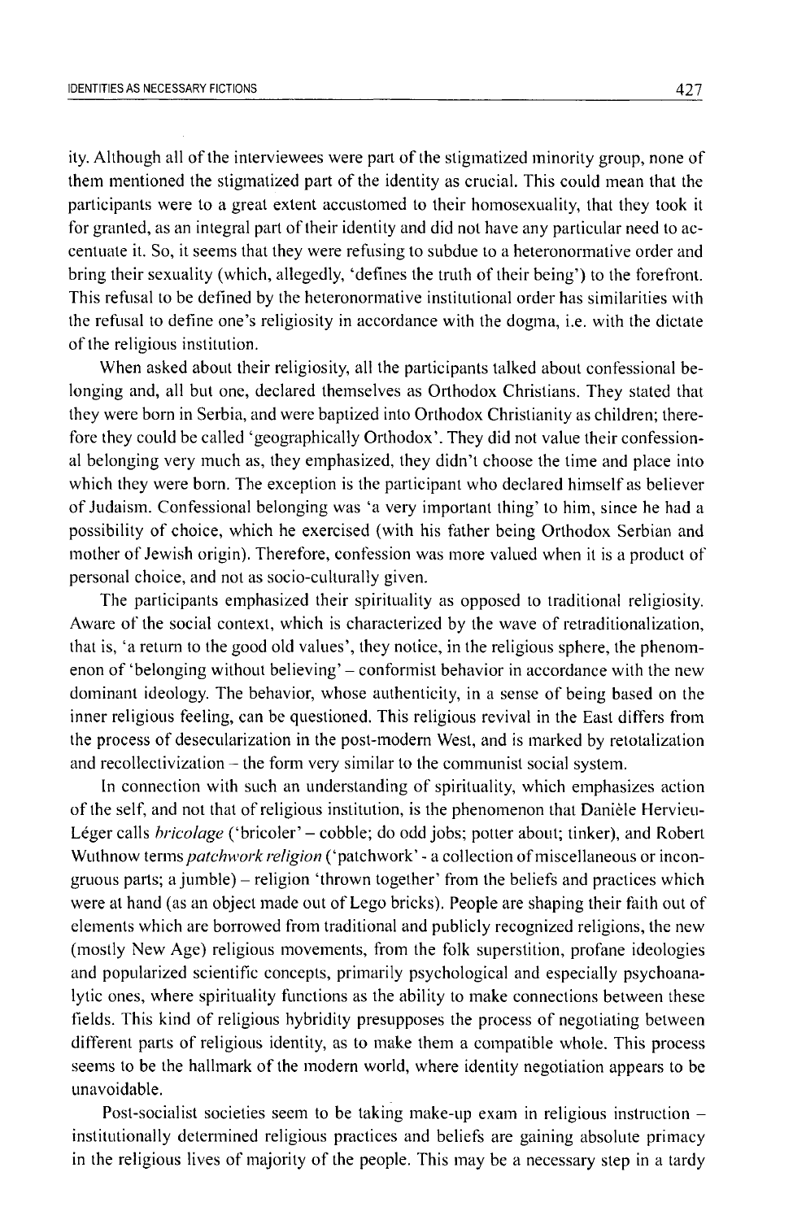ity. Although all of the interviewees were part of the stigmatized minority group, none of them mentioned the stigmatized part of the identity as crucial. This could mean that the participants were to a great extent accustomed to their homosexuality, that they took it for granted, as an integral part of their identity and did not have any particular need to accentuate it. So, it seems that they were refusing to subdue to a heteronormative order and bring their sexuality (which, allegedly, 'defines the truth of their being') to the forefront. This refusal to be defined by the heteronormative institutional order has similarities with the refusal to define one's religiosity in accordance with the dogma, i.e. with the dictate of the religious institution.

When asked about their religiosity, all the participants talked about confessional belonging and, all but one, declared themselves as Orthodox Christians. They stated that they were born in Serbia, and were baptized into Orthodox Christianity as children; therefore they could be called 'geographically Orthodox'. They did not value their confessional belonging very much as, they emphasized, they didn't choose the time and place into which they were born. The exception is the participant who declared himself as believer of Judaism. Confessional belonging was 'a very important thing' to him, since he had a possibility of choice, which he exercised (with his father being Orthodox Serbian and mother of Jewish origin). Therefore, confession was more valued when it is a product of personal choice, and not as socio-culturally given.

The participants emphasized their spirituality as opposed to traditional religiosity. Aware of the social context, which is characterized by the wave of retraditionalization, that is, 'a return to the good old values', they notice, in the religious sphere, the phenomenon of 'belonging without believing' – conformist behavior in accordance with the new dominant ideology. The behavior, whose authenticity, in a sense of being based on the inner religious feeling, can be questioned. This religious revival in the East differs from the process of desecularization in the post-modern West, and is marked by retotalization and recollectivization – the form very similar to the communist social system.

In connection with such an understanding of spirituality, which emphasizes action of the self, and not that of religious institution, is the phenomenon that Danièle Hervieu-Léger calls *bricolage* ('bricoler' – cobble; do odd jobs; potter about; tinker), and Robert Wuthnow terms *patchwork religion* ('patchwork' - a collection of miscellaneous or incongruous parts; a jumble) – religion 'thrown together' from the beliefs and practices which were at hand (as an object made out of Lego bricks). People are shaping their faith out of elements which are borrowed from traditional and publicly recognized religions, the new (mostly New Age) religious movements, from the folk superstition, profane ideologies and popularized scientific concepts, primarily psychological and especially psychoanalytic ones, where spirituality functions as the ability to make connections between these fields. This kind of religious hybridity presupposes the process of negotiating between different parts of religious identity, as to make them a compatible whole. This process seems to be the hallmark of the modern world, where identity negotiation appears to be unavoidable.

Post-socialist societies seem to be taking make-up exam in religious instruction – institutionally determined religious practices and beliefs are gaining absolute primacy in the religious lives of majority of the people. This may be a necessary step in a tardy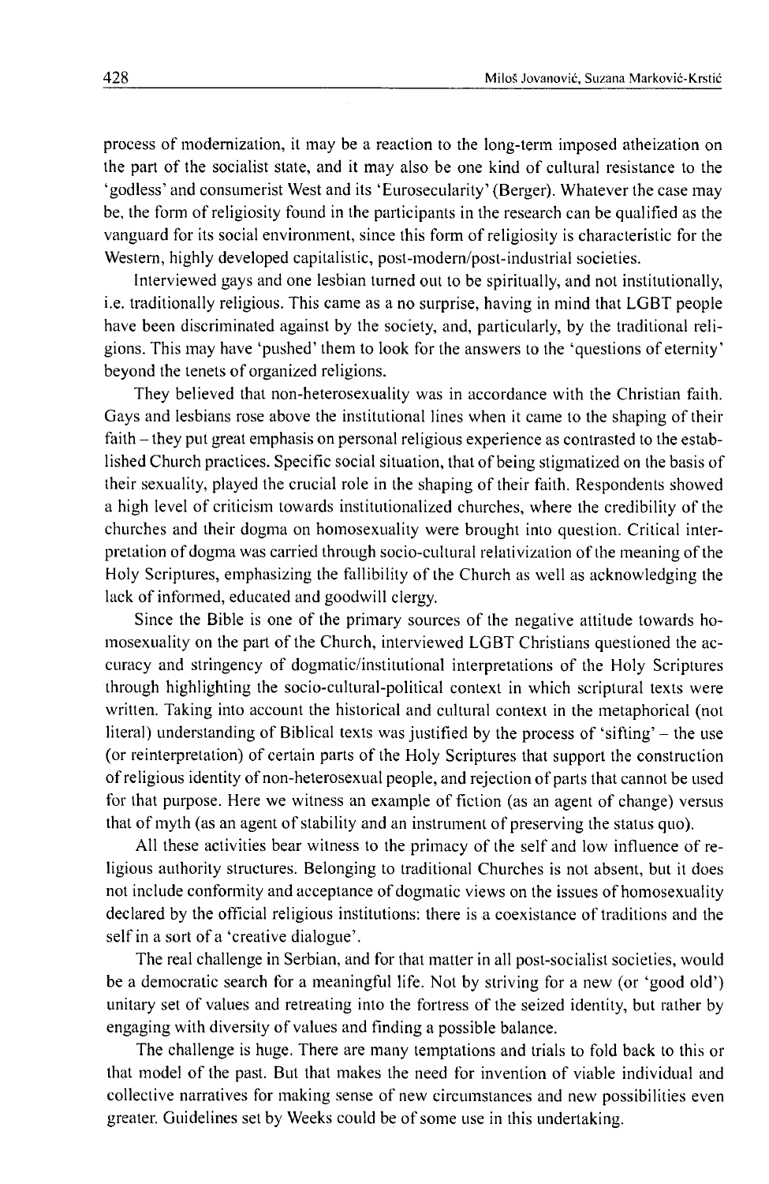process of modernization, it may be a reaction to the long-term imposed atheization on the part of the socialist state, and it may also be one kind of cultural resistance to the 'godless' and consumerist West and its 'Eurosecularity' (Berger). Whatever the case may be, the form of religiosity found in the participants in the research can be qualified as the vanguard for its social environment, since this form of religiosity is characteristic for the Western, highly developed capitalistic, post-modern/post-industrial societies.

Interviewed gays and one lesbian turned out to be spiritually, and not institutionally, i.e. traditionally religious. This came as a no surprise, having in mind that LGBT people have been discriminated against by the society, and, particularly, by the traditional religions. This may have 'pushed' them to look for the answers to the 'questions of eternity' beyond the tenets of organized religions.

They believed that non-heterosexuality was in accordance with the Christian faith. Gays and lesbians rose above the institutional lines when it came to the shaping of their faith – they put great emphasis on personal religious experience as contrasted to the established Church practices. Specific social situation, that of being stigmatized on the basis of their sexuality, played the crucial role in the shaping of their faith. Respondents showed a high level of criticism towards institutionalized churches, where the credibility of the churches and their dogma on homosexuality were brought into question. Critical interpretation of dogma was carried through socio-cultural relativization of the meaning of the Holy Scriptures, emphasizing the fallibility of the Church as well as acknowledging the lack of informed, educated and goodwill clergy.

Since the Bible is one of the primary sources of the negative attitude towards homosexuality on the part of the Church, interviewed LGBT Christians questioned the accuracy and stringency of dogmatic/institutional interpretations of the Holy Scriptures through highlighting the socio-cultural-political context in which scriptural texts were written. Taking into account the historical and cultural context in the metaphorical (not literal) understanding of Biblical texts was justified by the process of 'sifting' – the use (or reinterpretation) of certain parts of the Holy Scriptures that support the construction of religious identity of non-heterosexual people, and rejection of parts that cannot be used for that purpose. Here we witness an example of fiction (as an agent of change) versus that of myth (as an agent of stability and an instrument of preserving the status quo).

All these activities bear witness to the primacy of the self and low influence of religious authority structures. Belonging to traditional Churches is not absent, but it does not include conformity and acceptance of dogmatic views on the issues of homosexuality declared by the official religious institutions: there is a coexistance of traditions and the self in a sort of a 'creative dialogue'.

The real challenge in Serbian, and for that matter in all post-socialist societies, would be a democratic search for a meaningful life. Not by striving for a new (or 'good old') unitary set of values and retreating into the fortress of the seized identity, but rather by engaging with diversity of values and finding a possible balance.

The challenge is huge. There are many temptations and trials to fold back to this or that model of the past. But that makes the need for invention of viable individual and collective narratives for making sense of new circumstances and new possibilities even greater. Guidelines set by Weeks could be of some use in this undertaking.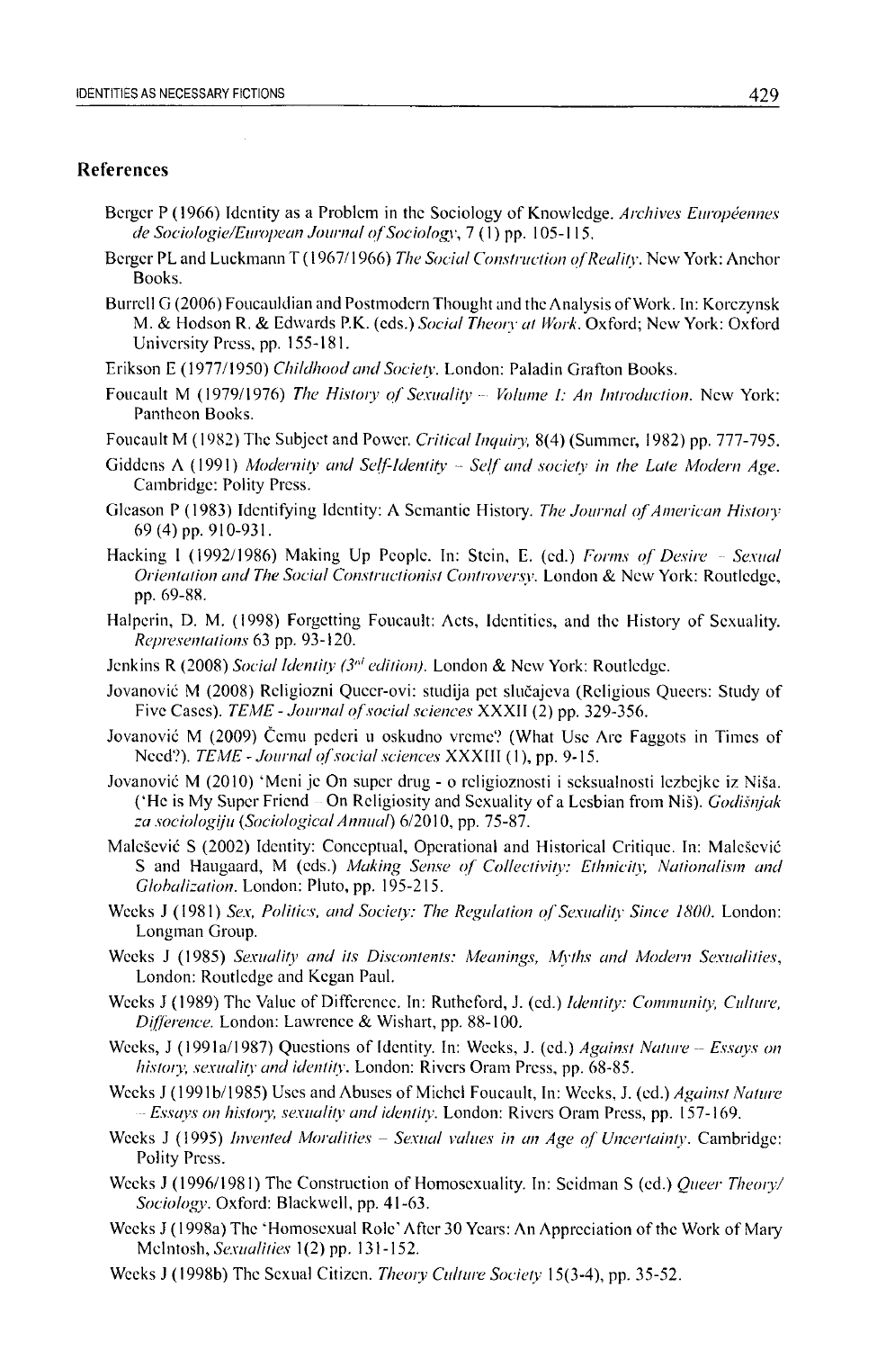## References

Berger P (1966) Identity as a Problem in the Sociology of Knowledge. *Archives Européennes de Sociologie/European Journal of Sociology*, 7 (1) pp. 105-115.

Berger PL and Luckmann T (1967/1966) *The Social Construction of Reality*. New York: Anchor Books.

Burrell G (2006) Foucauldian and Postmodern Thought and the Analysis of Work. In: Korczynsk M. & Hodson R. & Edwards P.K. (eds.) *Social Theory at Work*. Oxford; New York: Oxford University Press, pp. 155-181.

Erikson E (1977/1950) *Childhood and Society*. London: Paladin Grafton Books.

Foucault M (1979/1976) *The History of Sexuality – Volume I: An Introduction*. New York: Pantheon Books.

Foucault M (1982) The Subject and Power. *Critical Inquiry*, 8(4) (Summer, 1982) pp. 777-795.

Giddens A (1991) *Modernity and Self-Identity – Self and society in the Late Modern Age*. Cambridge: Polity Press.

Gleason P (1983) Identifying Identity: A Semantic History. *The Journal of American History* 69 (4) pp. 910-931.

Hacking I (1992/1986) Making Up People. In: Stein, E. (ed.) *Forms of Desire – Sexual Orientation and The Social Constructionist Controversy*. London & New York: Routledge, pp. 69-88.

Halperin, D. M. (1998) Forgetting Foucault: Acts, Identities, and the History of Sexuality. *Representations* 63 pp. 93-120.

Jenkins R (2008) *Social Identity (3rd edition)*. London & New York: Routledge.

Jovanović M (2008) Religiozni Queer-ovi: studija pet slučajeva (Religious Queers: Study of Five Cases). *TEME - Journal of social sciences* XXXII (2) pp. 329-356.

Jovanović M (2009) Čemu pederi u oskudno vreme? (What Use Are Faggots in Times of Need?). *TEME - Journal of social sciences* XXXIII (1), pp. 9-15.

Jovanović M (2010) 'Meni je On super drug - o religioznosti i seksualnosti lezbejke iz Niša. ('He is My Super Friend – On Religiosity and Sexuality of a Lesbian from Niš). *Godišnjak za sociologiju (Sociological Annual)* 6/2010, pp. 75-87.

Malešević S (2002) Identity: Conceptual, Operational and Historical Critique. In: Malešević S and Haugaard, M (eds.) *Making Sense of Collectivity: Ethnicity, Nationalism and Globalization*. London: Pluto, pp. 195-215.

Weeks J (1981) *Sex, Politics, and Society: The Regulation of Sexuality Since 1800*. London: Longman Group.

Weeks J (1985) *Sexuality and its Discontents: Meanings, Myths and Modern Sexualities*, London: Routledge and Kegan Paul.

Weeks J (1989) The Value of Difference. In: Rutheford, J. (ed.) *Identity: Community, Culture, Difference*. London: Lawrence & Wishart, pp. 88-100.

Weeks, J (1991a/1987) Questions of Identity. In: Weeks, J. (ed.) *Against Nature – Essays on history, sexuality and identity*. London: Rivers Oram Press, pp. 68-85.

Weeks J (1991b/1985) Uses and Abuses of Michel Foucault, In: Weeks, J. (ed.) *Against Nature – Essays on history, sexuality and identity*. London: Rivers Oram Press, pp. 157-169.

Weeks J (1995) *Invented Moralities – Sexual values in an Age of Uncertainty*. Cambridge: Polity Press.

Weeks J (1996/1981) The Construction of Homosexuality. In: Seidman S (ed.) *Queer Theory/Sociology*. Oxford: Blackwell, pp. 41-63.

Weeks J (1998a) The 'Homosexual Role' After 30 Years: An Appreciation of the Work of Mary McIntosh, *Sexualities* 1(2) pp. 131-152.

Weeks J (1998b) The Sexual Citizen. *Theory Culture Society* 15(3-4), pp. 35-52.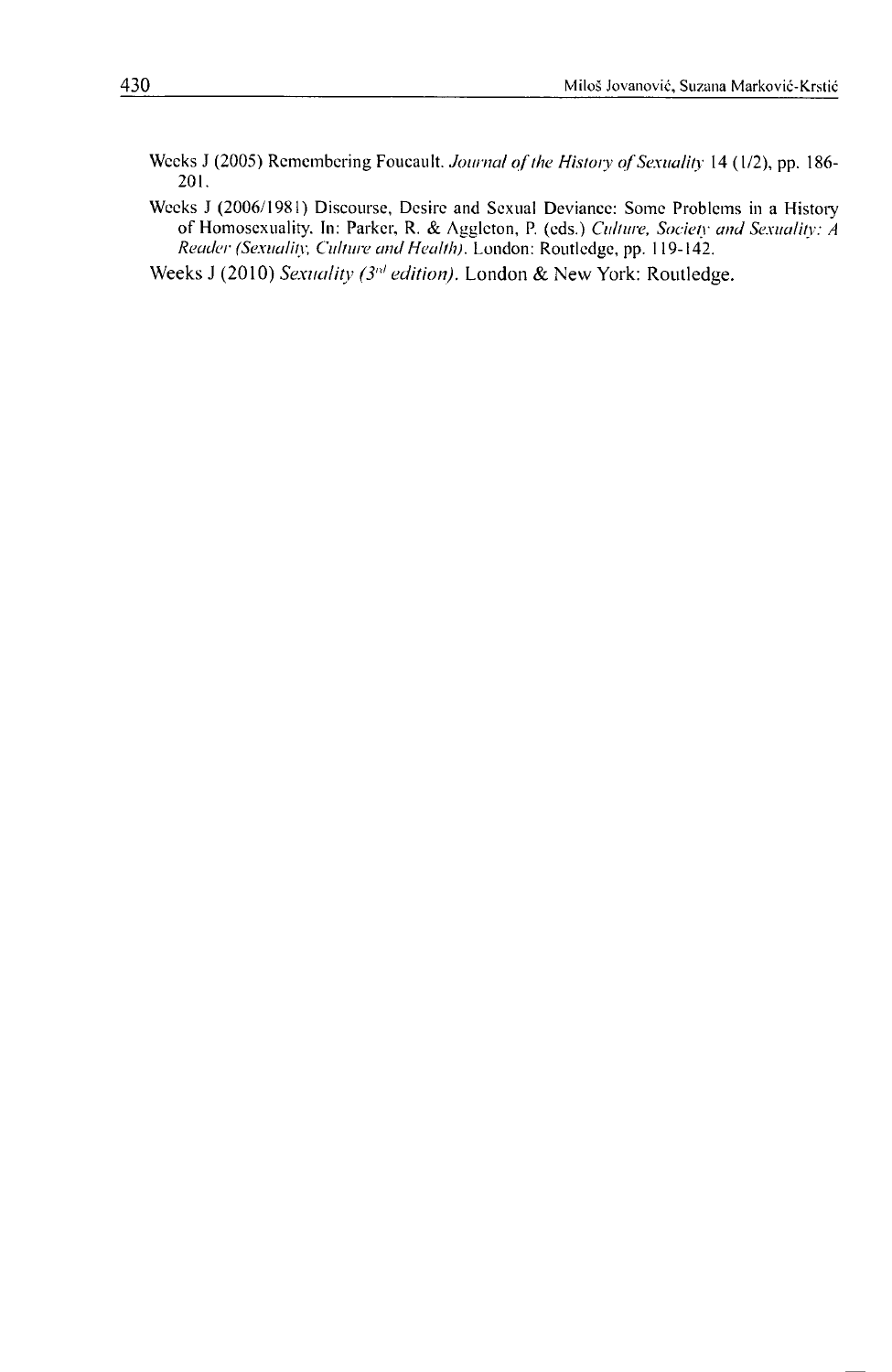Weeks J (2005) Remembering Foucault. *Journal of the History of Sexuality* 14 (1/2), pp. 186-201.

Weeks J (2006/1981) Discourse, Desire and Sexual Deviance: Some Problems in a History of Homosexuality. In: Parker, R. & Aggleton, P. (eds.) *Culture, Society and Sexuality: A Reader (Sexuality, Culture and Health)*. London: Routledge, pp. 119-142.

Weeks J (2010) *Sexuality (3rd edition)*. London & New York: Routledge.